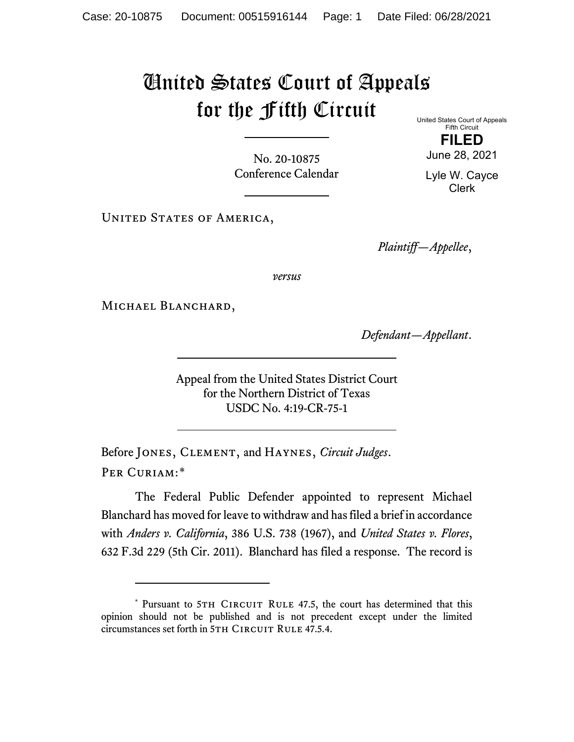# United States Court of Appeals for the Fifth Circuit

United States Court of Appeals
Fifth Circuit

**FILED**

June 28, 2021

Lyle W. Cayce
Clerk

No. 20-10875
Conference Calendar

United States of America,

*Plaintiff—Appellee*,

*versus*

Michael Blanchard,

*Defendant—Appellant*.

Appeal from the United States District Court
for the Northern District of Texas
USDC No. 4:19-CR-75-1

Before Jones, Clement, and Haynes, *Circuit Judges*.

Per Curiam:*

The Federal Public Defender appointed to represent Michael Blanchard has moved for leave to withdraw and has filed a brief in accordance with *Anders v. California*, 386 U.S. 738 (1967), and *United States v. Flores*, 632 F.3d 229 (5th Cir. 2011). Blanchard has filed a response. The record is

---

\* Pursuant to 5th Circuit Rule 47.5, the court has determined that this opinion should not be published and is not precedent except under the limited circumstances set forth in 5th Circuit Rule 47.5.4.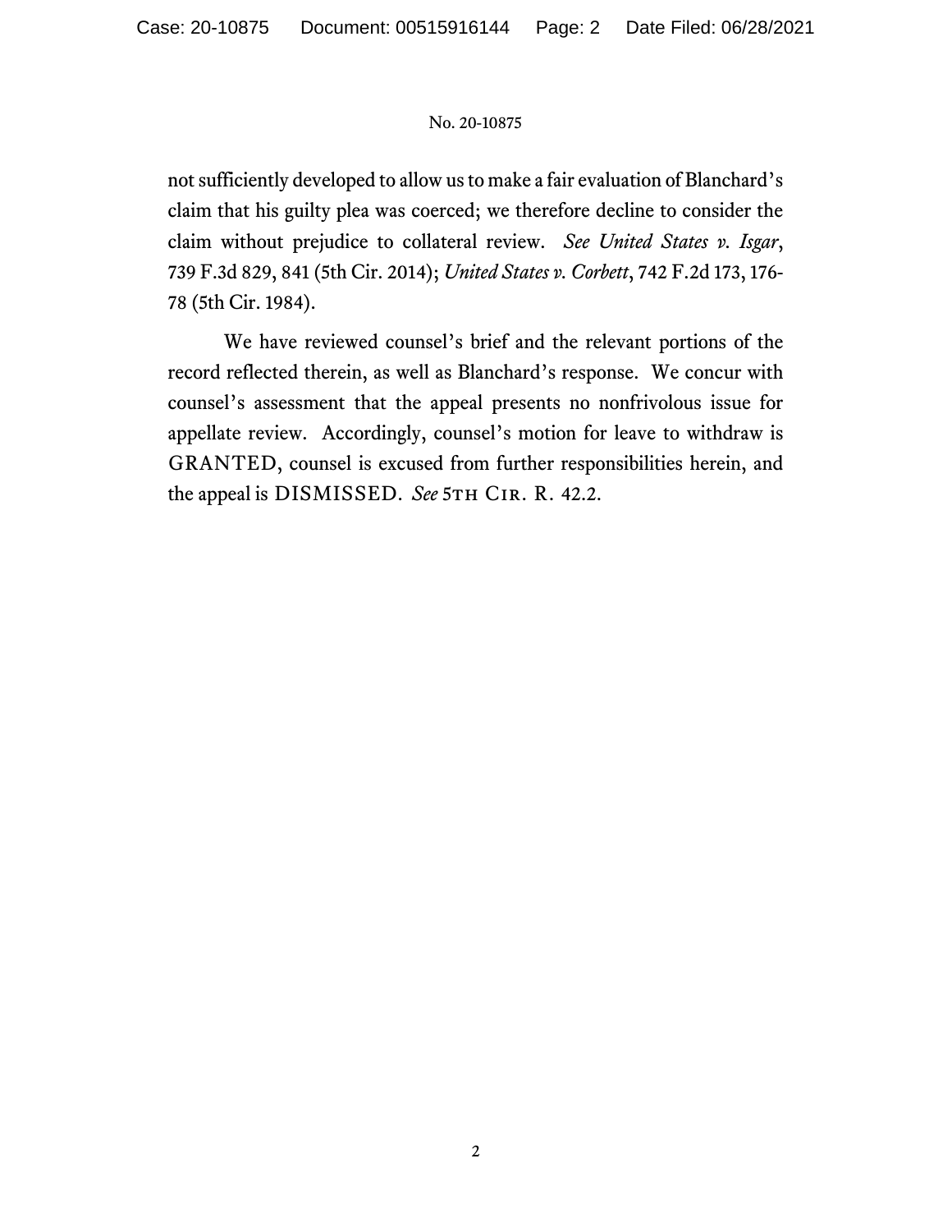not sufficiently developed to allow us to make a fair evaluation of Blanchard's claim that his guilty plea was coerced; we therefore decline to consider the claim without prejudice to collateral review. *See United States v. Isgar*, 739 F.3d 829, 841 (5th Cir. 2014); *United States v. Corbett*, 742 F.2d 173, 176-78 (5th Cir. 1984).

We have reviewed counsel's brief and the relevant portions of the record reflected therein, as well as Blanchard's response. We concur with counsel's assessment that the appeal presents no nonfrivolous issue for appellate review. Accordingly, counsel's motion for leave to withdraw is GRANTED, counsel is excused from further responsibilities herein, and the appeal is DISMISSED. *See* 5TH CIR. R. 42.2.